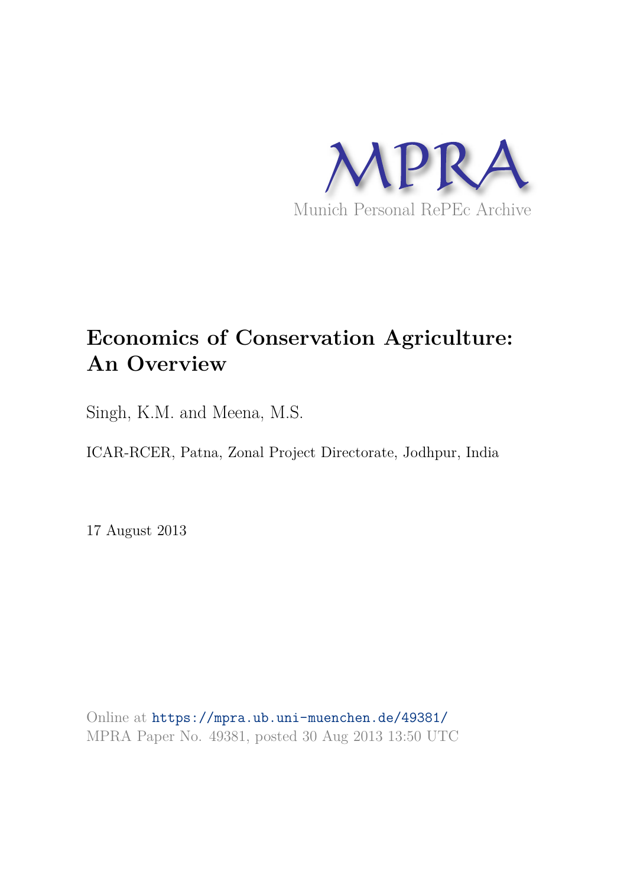MPRA

Munich Personal RePEc Archive

# Economics of Conservation Agriculture: An Overview

Singh, K.M. and Meena, M.S.

ICAR-RCER, Patna, Zonal Project Directorate, Jodhpur, India

17 August 2013

Online at https://mpra.ub.uni-muenchen.de/49381/
MPRA Paper No. 49381, posted 30 Aug 2013 13:50 UTC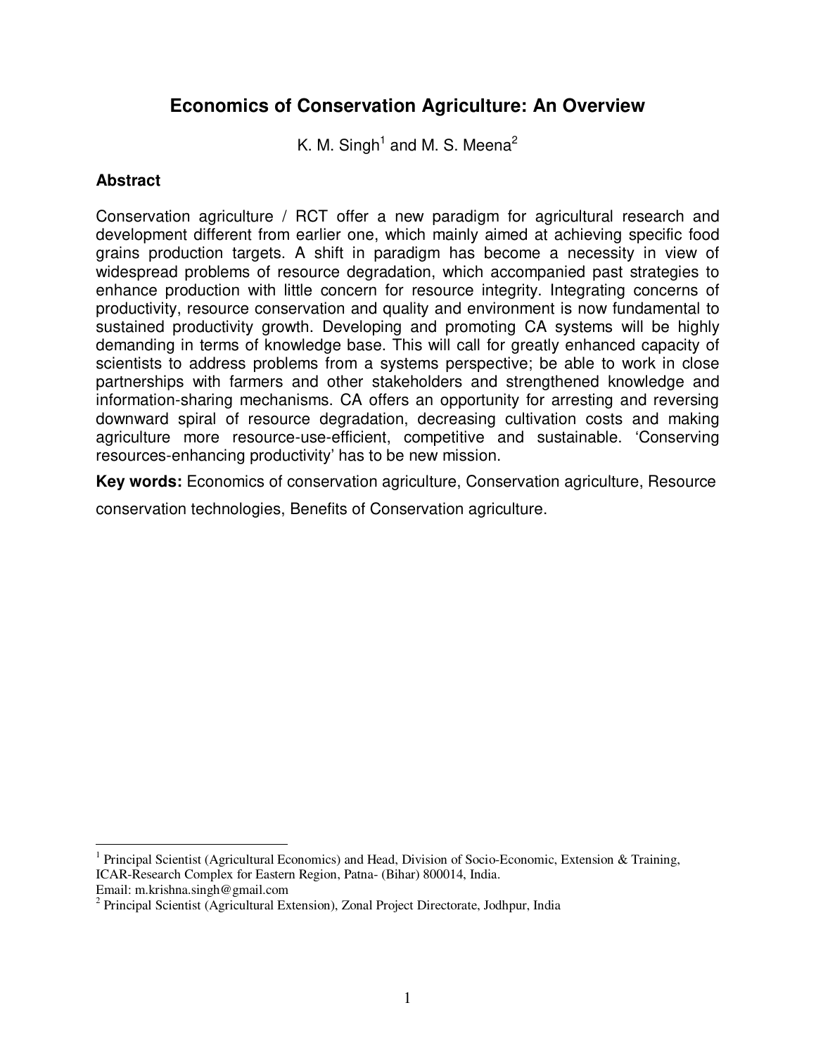# Economics of Conservation Agriculture: An Overview

K. M. Singh[1] and M. S. Meena[2]

## Abstract

Conservation agriculture / RCT offer a new paradigm for agricultural research and development different from earlier one, which mainly aimed at achieving specific food grains production targets. A shift in paradigm has become a necessity in view of widespread problems of resource degradation, which accompanied past strategies to enhance production with little concern for resource integrity. Integrating concerns of productivity, resource conservation and quality and environment is now fundamental to sustained productivity growth. Developing and promoting CA systems will be highly demanding in terms of knowledge base. This will call for greatly enhanced capacity of scientists to address problems from a systems perspective; be able to work in close partnerships with farmers and other stakeholders and strengthened knowledge and information-sharing mechanisms. CA offers an opportunity for arresting and reversing downward spiral of resource degradation, decreasing cultivation costs and making agriculture more resource-use-efficient, competitive and sustainable. 'Conserving resources-enhancing productivity' has to be new mission.

**Key words:** Economics of conservation agriculture, Conservation agriculture, Resource conservation technologies, Benefits of Conservation agriculture.

---

[1] Principal Scientist (Agricultural Economics) and Head, Division of Socio-Economic, Extension & Training, ICAR-Research Complex for Eastern Region, Patna- (Bihar) 800014, India.
Email: m.krishna.singh@gmail.com

[2] Principal Scientist (Agricultural Extension), Zonal Project Directorate, Jodhpur, India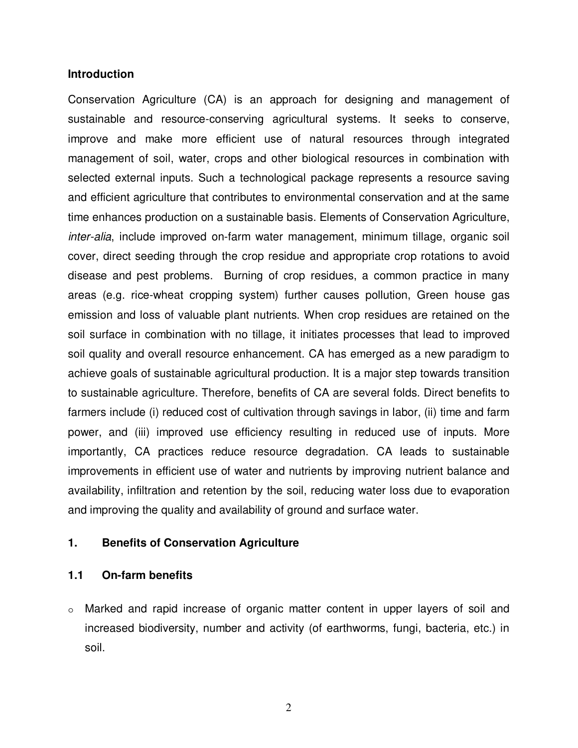## Introduction

Conservation Agriculture (CA) is an approach for designing and management of sustainable and resource-conserving agricultural systems. It seeks to conserve, improve and make more efficient use of natural resources through integrated management of soil, water, crops and other biological resources in combination with selected external inputs. Such a technological package represents a resource saving and efficient agriculture that contributes to environmental conservation and at the same time enhances production on a sustainable basis. Elements of Conservation Agriculture, *inter-alia*, include improved on-farm water management, minimum tillage, organic soil cover, direct seeding through the crop residue and appropriate crop rotations to avoid disease and pest problems. Burning of crop residues, a common practice in many areas (e.g. rice-wheat cropping system) further causes pollution, Green house gas emission and loss of valuable plant nutrients. When crop residues are retained on the soil surface in combination with no tillage, it initiates processes that lead to improved soil quality and overall resource enhancement. CA has emerged as a new paradigm to achieve goals of sustainable agricultural production. It is a major step towards transition to sustainable agriculture. Therefore, benefits of CA are several folds. Direct benefits to farmers include (i) reduced cost of cultivation through savings in labor, (ii) time and farm power, and (iii) improved use efficiency resulting in reduced use of inputs. More importantly, CA practices reduce resource degradation. CA leads to sustainable improvements in efficient use of water and nutrients by improving nutrient balance and availability, infiltration and retention by the soil, reducing water loss due to evaporation and improving the quality and availability of ground and surface water.

## 1. Benefits of Conservation Agriculture

### 1.1 On-farm benefits

- Marked and rapid increase of organic matter content in upper layers of soil and increased biodiversity, number and activity (of earthworms, fungi, bacteria, etc.) in soil.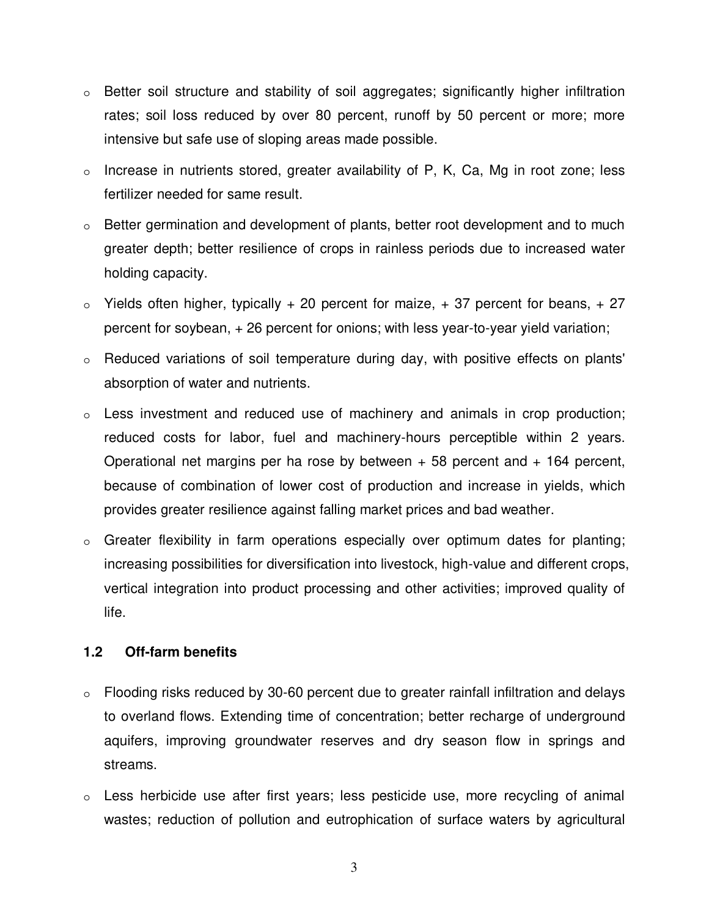- Better soil structure and stability of soil aggregates; significantly higher infiltration rates; soil loss reduced by over 80 percent, runoff by 50 percent or more; more intensive but safe use of sloping areas made possible.
- Increase in nutrients stored, greater availability of P, K, Ca, Mg in root zone; less fertilizer needed for same result.
- Better germination and development of plants, better root development and to much greater depth; better resilience of crops in rainless periods due to increased water holding capacity.
- Yields often higher, typically + 20 percent for maize, + 37 percent for beans, + 27 percent for soybean, + 26 percent for onions; with less year-to-year yield variation;
- Reduced variations of soil temperature during day, with positive effects on plants' absorption of water and nutrients.
- Less investment and reduced use of machinery and animals in crop production; reduced costs for labor, fuel and machinery-hours perceptible within 2 years. Operational net margins per ha rose by between + 58 percent and + 164 percent, because of combination of lower cost of production and increase in yields, which provides greater resilience against falling market prices and bad weather.
- Greater flexibility in farm operations especially over optimum dates for planting; increasing possibilities for diversification into livestock, high-value and different crops, vertical integration into product processing and other activities; improved quality of life.

### 1.2 Off-farm benefits

- Flooding risks reduced by 30-60 percent due to greater rainfall infiltration and delays to overland flows. Extending time of concentration; better recharge of underground aquifers, improving groundwater reserves and dry season flow in springs and streams.
- Less herbicide use after first years; less pesticide use, more recycling of animal wastes; reduction of pollution and eutrophication of surface waters by agricultural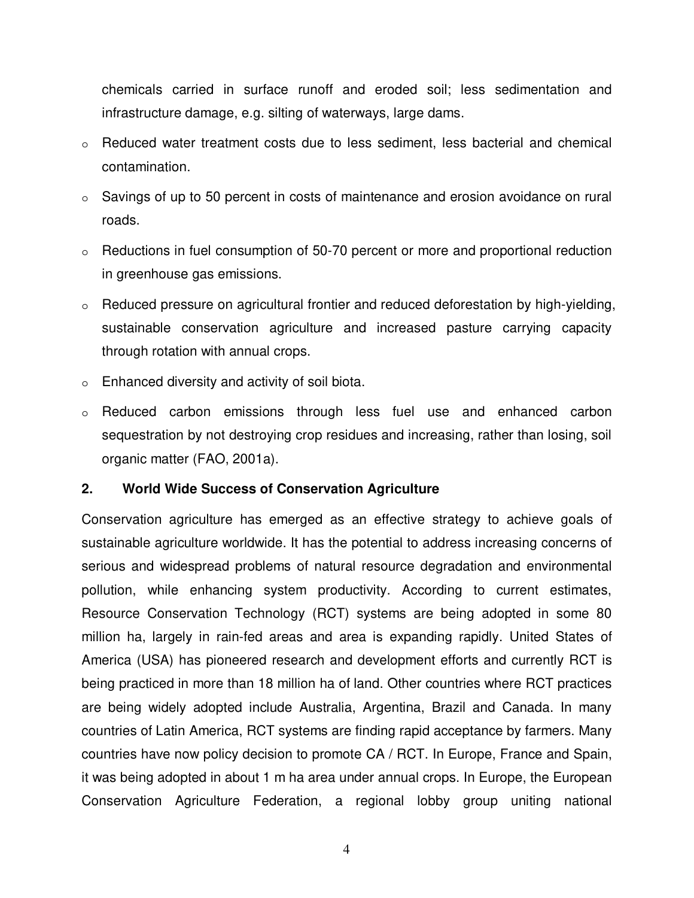chemicals carried in surface runoff and eroded soil; less sedimentation and infrastructure damage, e.g. silting of waterways, large dams.

- Reduced water treatment costs due to less sediment, less bacterial and chemical contamination.
- Savings of up to 50 percent in costs of maintenance and erosion avoidance on rural roads.
- Reductions in fuel consumption of 50-70 percent or more and proportional reduction in greenhouse gas emissions.
- Reduced pressure on agricultural frontier and reduced deforestation by high-yielding, sustainable conservation agriculture and increased pasture carrying capacity through rotation with annual crops.
- Enhanced diversity and activity of soil biota.
- Reduced carbon emissions through less fuel use and enhanced carbon sequestration by not destroying crop residues and increasing, rather than losing, soil organic matter (FAO, 2001a).

## 2. World Wide Success of Conservation Agriculture

Conservation agriculture has emerged as an effective strategy to achieve goals of sustainable agriculture worldwide. It has the potential to address increasing concerns of serious and widespread problems of natural resource degradation and environmental pollution, while enhancing system productivity. According to current estimates, Resource Conservation Technology (RCT) systems are being adopted in some 80 million ha, largely in rain-fed areas and area is expanding rapidly. United States of America (USA) has pioneered research and development efforts and currently RCT is being practiced in more than 18 million ha of land. Other countries where RCT practices are being widely adopted include Australia, Argentina, Brazil and Canada. In many countries of Latin America, RCT systems are finding rapid acceptance by farmers. Many countries have now policy decision to promote CA / RCT. In Europe, France and Spain, it was being adopted in about 1 m ha area under annual crops. In Europe, the European Conservation Agriculture Federation, a regional lobby group uniting national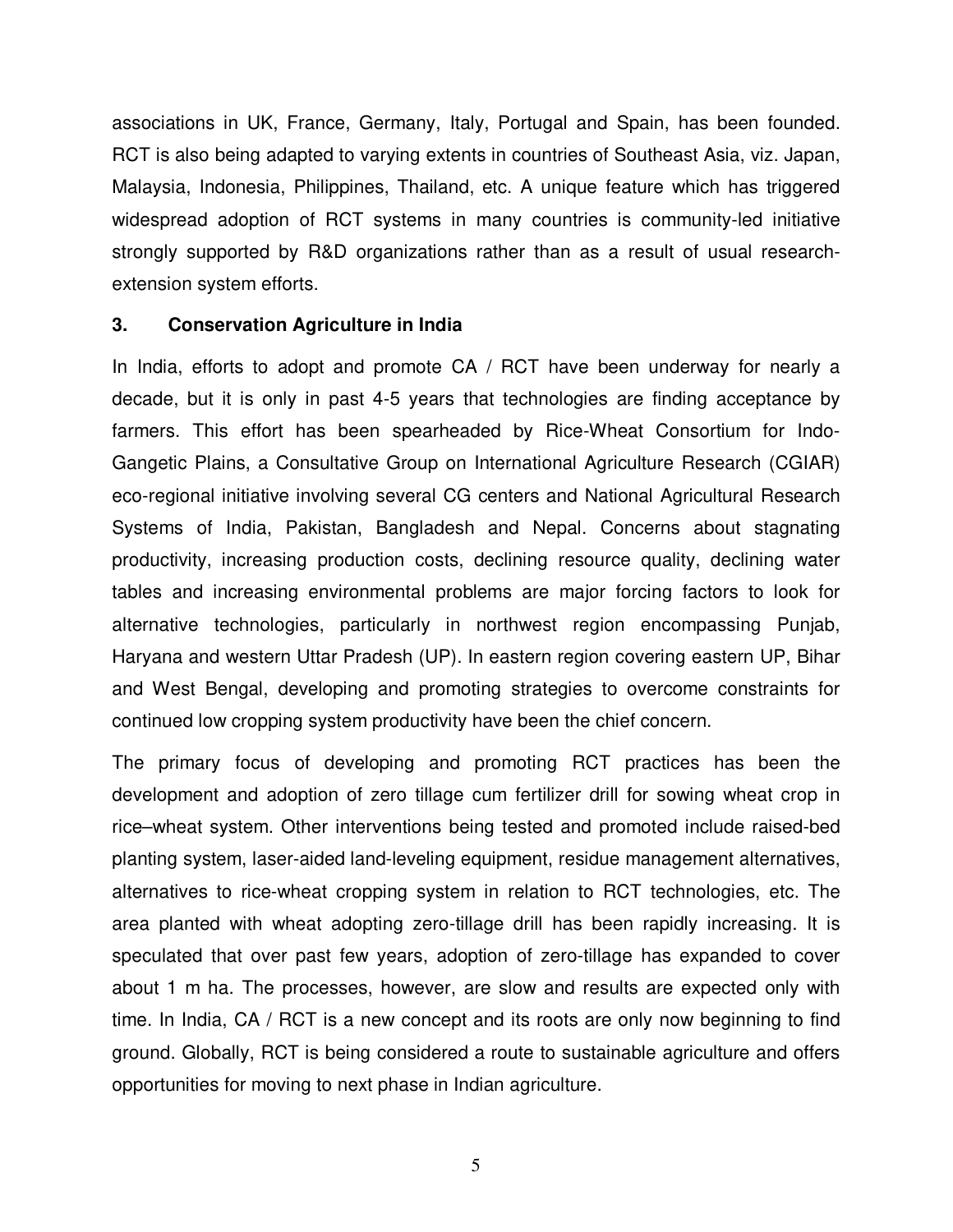associations in UK, France, Germany, Italy, Portugal and Spain, has been founded. RCT is also being adapted to varying extents in countries of Southeast Asia, viz. Japan, Malaysia, Indonesia, Philippines, Thailand, etc. A unique feature which has triggered widespread adoption of RCT systems in many countries is community-led initiative strongly supported by R&D organizations rather than as a result of usual research-extension system efforts.

## 3. Conservation Agriculture in India

In India, efforts to adopt and promote CA / RCT have been underway for nearly a decade, but it is only in past 4-5 years that technologies are finding acceptance by farmers. This effort has been spearheaded by Rice-Wheat Consortium for Indo-Gangetic Plains, a Consultative Group on International Agriculture Research (CGIAR) eco-regional initiative involving several CG centers and National Agricultural Research Systems of India, Pakistan, Bangladesh and Nepal. Concerns about stagnating productivity, increasing production costs, declining resource quality, declining water tables and increasing environmental problems are major forcing factors to look for alternative technologies, particularly in northwest region encompassing Punjab, Haryana and western Uttar Pradesh (UP). In eastern region covering eastern UP, Bihar and West Bengal, developing and promoting strategies to overcome constraints for continued low cropping system productivity have been the chief concern.

The primary focus of developing and promoting RCT practices has been the development and adoption of zero tillage cum fertilizer drill for sowing wheat crop in rice–wheat system. Other interventions being tested and promoted include raised-bed planting system, laser-aided land-leveling equipment, residue management alternatives, alternatives to rice-wheat cropping system in relation to RCT technologies, etc. The area planted with wheat adopting zero-tillage drill has been rapidly increasing. It is speculated that over past few years, adoption of zero-tillage has expanded to cover about 1 m ha. The processes, however, are slow and results are expected only with time. In India, CA / RCT is a new concept and its roots are only now beginning to find ground. Globally, RCT is being considered a route to sustainable agriculture and offers opportunities for moving to next phase in Indian agriculture.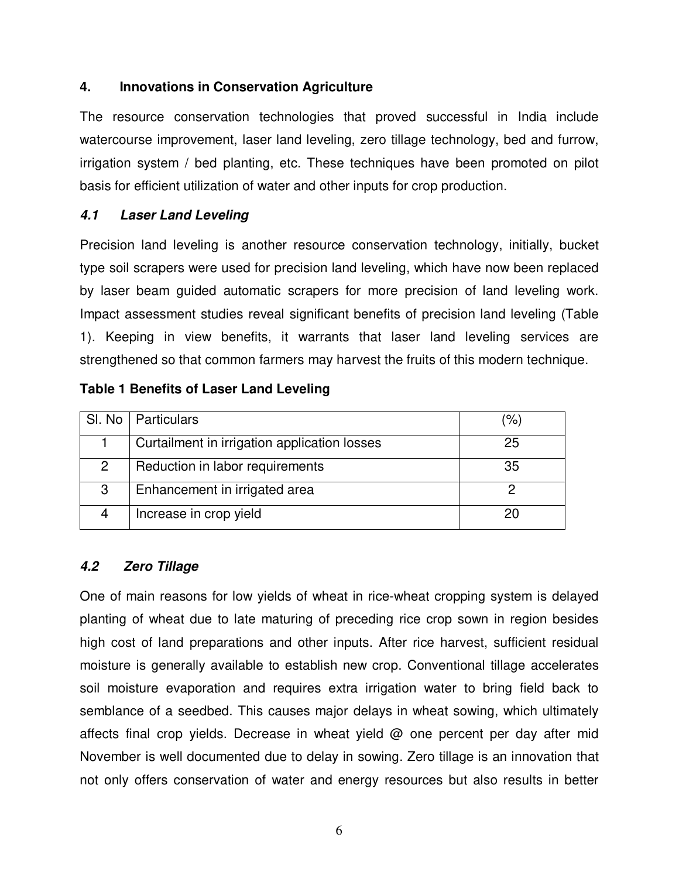## 4. Innovations in Conservation Agriculture

The resource conservation technologies that proved successful in India include watercourse improvement, laser land leveling, zero tillage technology, bed and furrow, irrigation system / bed planting, etc. These techniques have been promoted on pilot basis for efficient utilization of water and other inputs for crop production.

### *4.1 Laser Land Leveling*

Precision land leveling is another resource conservation technology, initially, bucket type soil scrapers were used for precision land leveling, which have now been replaced by laser beam guided automatic scrapers for more precision of land leveling work. Impact assessment studies reveal significant benefits of precision land leveling (Table 1). Keeping in view benefits, it warrants that laser land leveling services are strengthened so that common farmers may harvest the fruits of this modern technique.

**Table 1 Benefits of Laser Land Leveling**

| Sl. No | Particulars | (%) |
|---|---|---|
| 1 | Curtailment in irrigation application losses | 25 |
| 2 | Reduction in labor requirements | 35 |
| 3 | Enhancement in irrigated area | 2 |
| 4 | Increase in crop yield | 20 |

### *4.2 Zero Tillage*

One of main reasons for low yields of wheat in rice-wheat cropping system is delayed planting of wheat due to late maturing of preceding rice crop sown in region besides high cost of land preparations and other inputs. After rice harvest, sufficient residual moisture is generally available to establish new crop. Conventional tillage accelerates soil moisture evaporation and requires extra irrigation water to bring field back to semblance of a seedbed. This causes major delays in wheat sowing, which ultimately affects final crop yields. Decrease in wheat yield @ one percent per day after mid November is well documented due to delay in sowing. Zero tillage is an innovation that not only offers conservation of water and energy resources but also results in better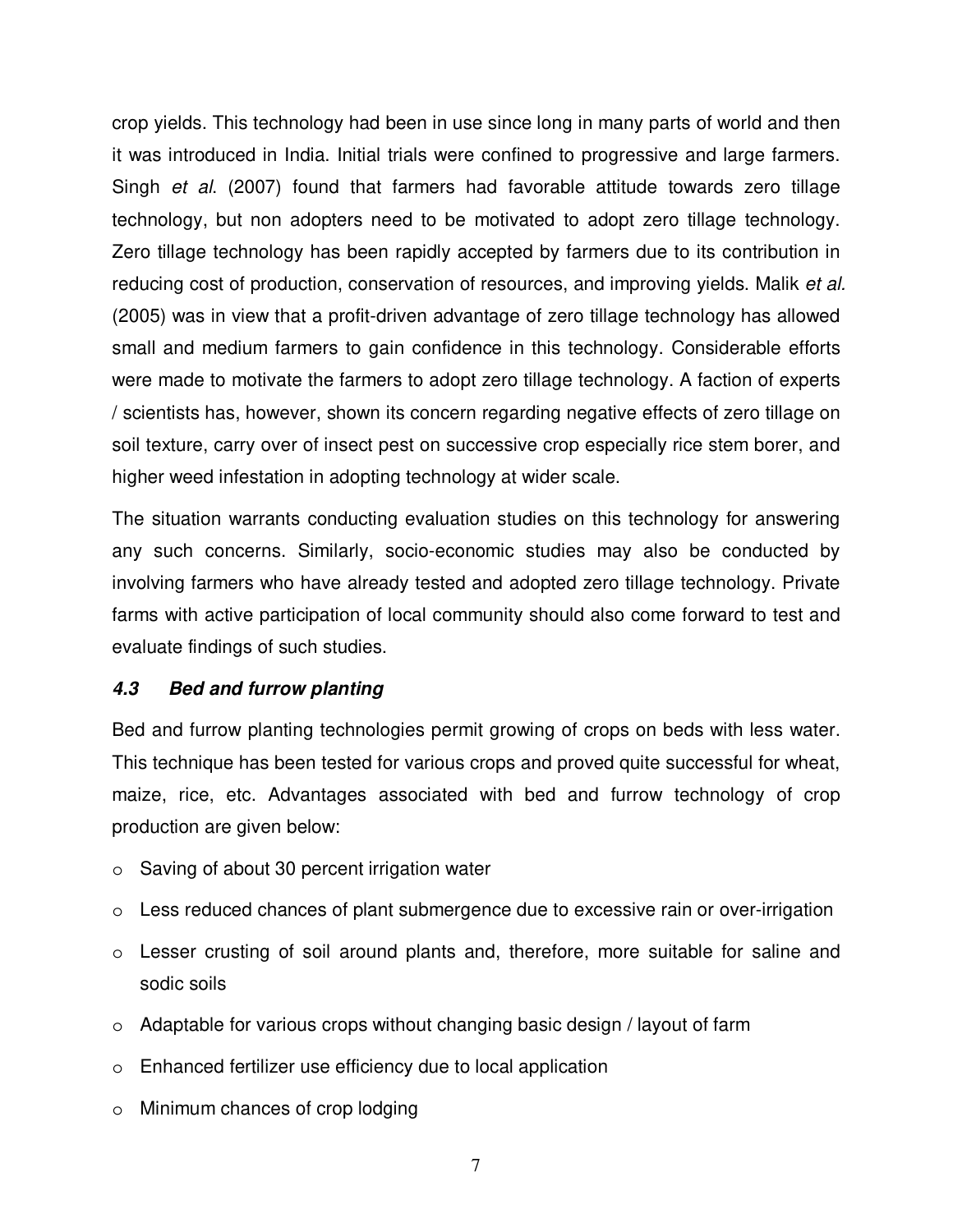crop yields. This technology had been in use since long in many parts of world and then it was introduced in India. Initial trials were confined to progressive and large farmers. Singh *et al*. (2007) found that farmers had favorable attitude towards zero tillage technology, but non adopters need to be motivated to adopt zero tillage technology. Zero tillage technology has been rapidly accepted by farmers due to its contribution in reducing cost of production, conservation of resources, and improving yields. Malik *et al.* (2005) was in view that a profit-driven advantage of zero tillage technology has allowed small and medium farmers to gain confidence in this technology. Considerable efforts were made to motivate the farmers to adopt zero tillage technology. A faction of experts / scientists has, however, shown its concern regarding negative effects of zero tillage on soil texture, carry over of insect pest on successive crop especially rice stem borer, and higher weed infestation in adopting technology at wider scale.

The situation warrants conducting evaluation studies on this technology for answering any such concerns. Similarly, socio-economic studies may also be conducted by involving farmers who have already tested and adopted zero tillage technology. Private farms with active participation of local community should also come forward to test and evaluate findings of such studies.

### *4.3 Bed and furrow planting*

Bed and furrow planting technologies permit growing of crops on beds with less water. This technique has been tested for various crops and proved quite successful for wheat, maize, rice, etc. Advantages associated with bed and furrow technology of crop production are given below:

- Saving of about 30 percent irrigation water
- Less reduced chances of plant submergence due to excessive rain or over-irrigation
- Lesser crusting of soil around plants and, therefore, more suitable for saline and sodic soils
- Adaptable for various crops without changing basic design / layout of farm
- Enhanced fertilizer use efficiency due to local application
- Minimum chances of crop lodging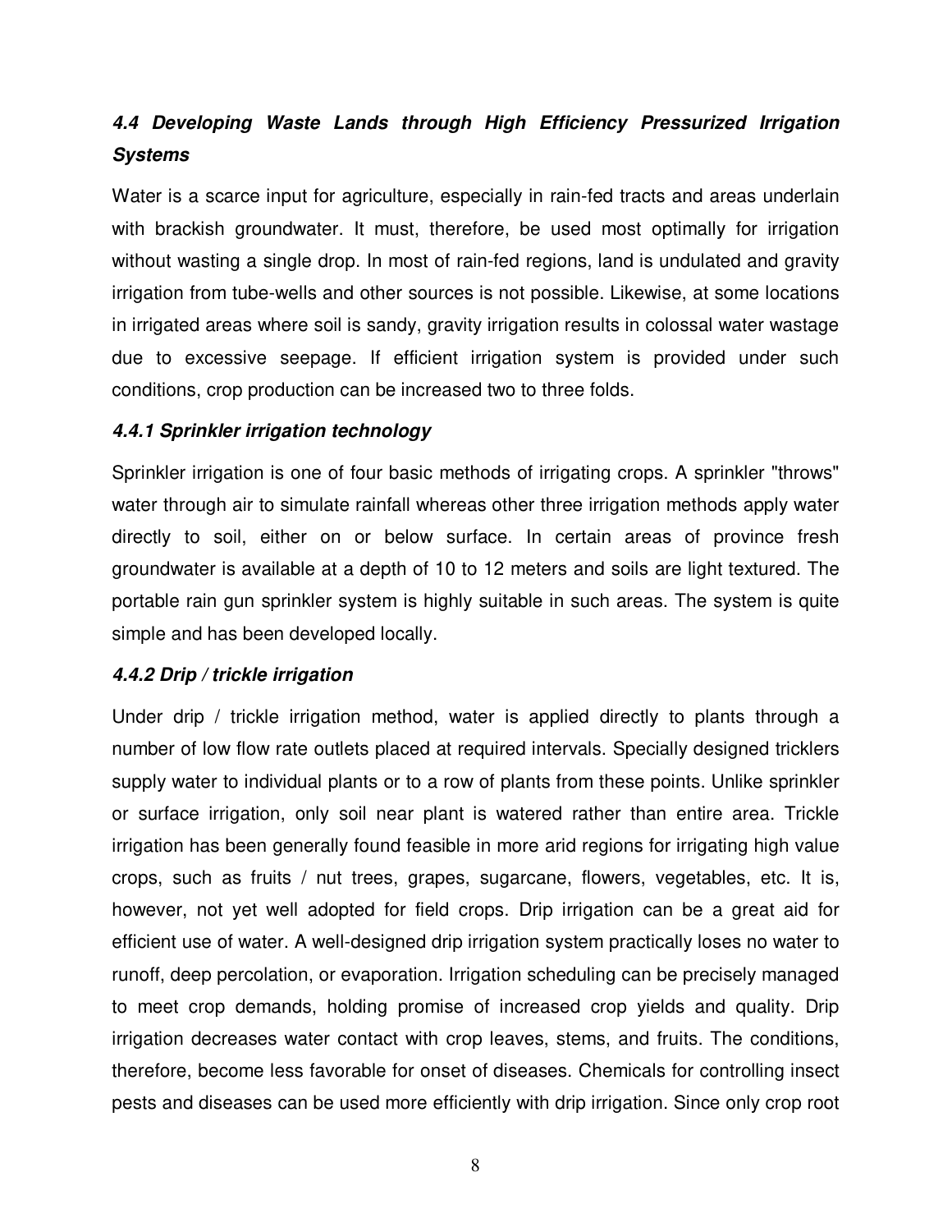### *4.4 Developing Waste Lands through High Efficiency Pressurized Irrigation Systems*

Water is a scarce input for agriculture, especially in rain-fed tracts and areas underlain with brackish groundwater. It must, therefore, be used most optimally for irrigation without wasting a single drop. In most of rain-fed regions, land is undulated and gravity irrigation from tube-wells and other sources is not possible. Likewise, at some locations in irrigated areas where soil is sandy, gravity irrigation results in colossal water wastage due to excessive seepage. If efficient irrigation system is provided under such conditions, crop production can be increased two to three folds.

#### *4.4.1 Sprinkler irrigation technology*

Sprinkler irrigation is one of four basic methods of irrigating crops. A sprinkler "throws" water through air to simulate rainfall whereas other three irrigation methods apply water directly to soil, either on or below surface. In certain areas of province fresh groundwater is available at a depth of 10 to 12 meters and soils are light textured. The portable rain gun sprinkler system is highly suitable in such areas. The system is quite simple and has been developed locally.

#### *4.4.2 Drip / trickle irrigation*

Under drip / trickle irrigation method, water is applied directly to plants through a number of low flow rate outlets placed at required intervals. Specially designed tricklers supply water to individual plants or to a row of plants from these points. Unlike sprinkler or surface irrigation, only soil near plant is watered rather than entire area. Trickle irrigation has been generally found feasible in more arid regions for irrigating high value crops, such as fruits / nut trees, grapes, sugarcane, flowers, vegetables, etc. It is, however, not yet well adopted for field crops. Drip irrigation can be a great aid for efficient use of water. A well-designed drip irrigation system practically loses no water to runoff, deep percolation, or evaporation. Irrigation scheduling can be precisely managed to meet crop demands, holding promise of increased crop yields and quality. Drip irrigation decreases water contact with crop leaves, stems, and fruits. The conditions, therefore, become less favorable for onset of diseases. Chemicals for controlling insect pests and diseases can be used more efficiently with drip irrigation. Since only crop root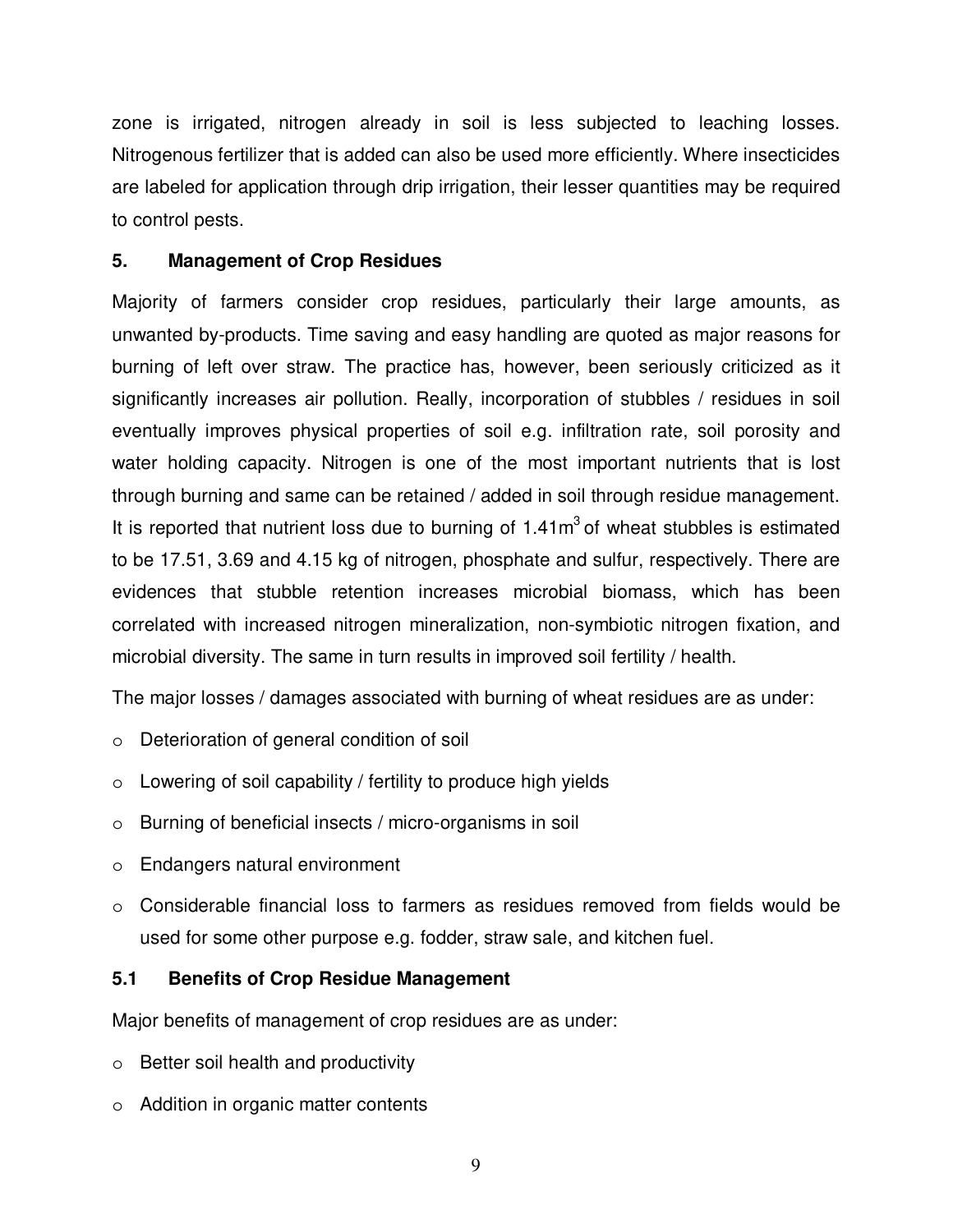zone is irrigated, nitrogen already in soil is less subjected to leaching losses. Nitrogenous fertilizer that is added can also be used more efficiently. Where insecticides are labeled for application through drip irrigation, their lesser quantities may be required to control pests.

## 5. Management of Crop Residues

Majority of farmers consider crop residues, particularly their large amounts, as unwanted by-products. Time saving and easy handling are quoted as major reasons for burning of left over straw. The practice has, however, been seriously criticized as it significantly increases air pollution. Really, incorporation of stubbles / residues in soil eventually improves physical properties of soil e.g. infiltration rate, soil porosity and water holding capacity. Nitrogen is one of the most important nutrients that is lost through burning and same can be retained / added in soil through residue management. It is reported that nutrient loss due to burning of $1.41m^3$ of wheat stubbles is estimated to be 17.51, 3.69 and 4.15 kg of nitrogen, phosphate and sulfur, respectively. There are evidences that stubble retention increases microbial biomass, which has been correlated with increased nitrogen mineralization, non-symbiotic nitrogen fixation, and microbial diversity. The same in turn results in improved soil fertility / health.

The major losses / damages associated with burning of wheat residues are as under:

- Deterioration of general condition of soil
- Lowering of soil capability / fertility to produce high yields
- Burning of beneficial insects / micro-organisms in soil
- Endangers natural environment
- Considerable financial loss to farmers as residues removed from fields would be used for some other purpose e.g. fodder, straw sale, and kitchen fuel.

### 5.1 Benefits of Crop Residue Management

Major benefits of management of crop residues are as under:

- Better soil health and productivity
- Addition in organic matter contents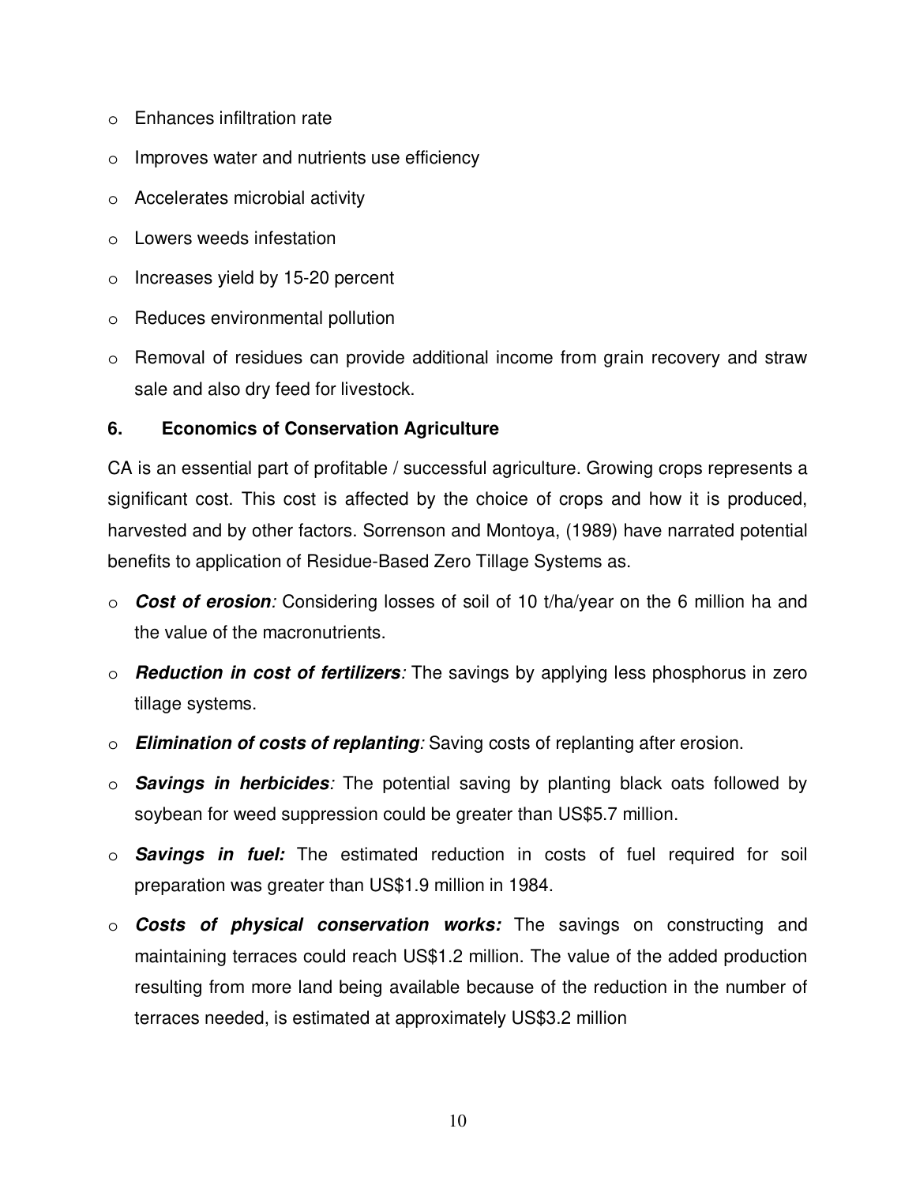- Enhances infiltration rate
- Improves water and nutrients use efficiency
- Accelerates microbial activity
- Lowers weeds infestation
- Increases yield by 15-20 percent
- Reduces environmental pollution
- Removal of residues can provide additional income from grain recovery and straw sale and also dry feed for livestock.

## 6. Economics of Conservation Agriculture

CA is an essential part of profitable / successful agriculture. Growing crops represents a significant cost. This cost is affected by the choice of crops and how it is produced, harvested and by other factors. Sorrenson and Montoya, (1989) have narrated potential benefits to application of Residue-Based Zero Tillage Systems as.

- ***Cost of erosion**:* Considering losses of soil of 10 t/ha/year on the 6 million ha and the value of the macronutrients.
- ***Reduction in cost of fertilizers**:* The savings by applying less phosphorus in zero tillage systems.
- ***Elimination of costs of replanting**:* Saving costs of replanting after erosion.
- ***Savings in herbicides**:* The potential saving by planting black oats followed by soybean for weed suppression could be greater than US$5.7 million.
- ***Savings in fuel:*** The estimated reduction in costs of fuel required for soil preparation was greater than US$1.9 million in 1984.
- ***Costs of physical conservation works:*** The savings on constructing and maintaining terraces could reach US$1.2 million. The value of the added production resulting from more land being available because of the reduction in the number of terraces needed, is estimated at approximately US$3.2 million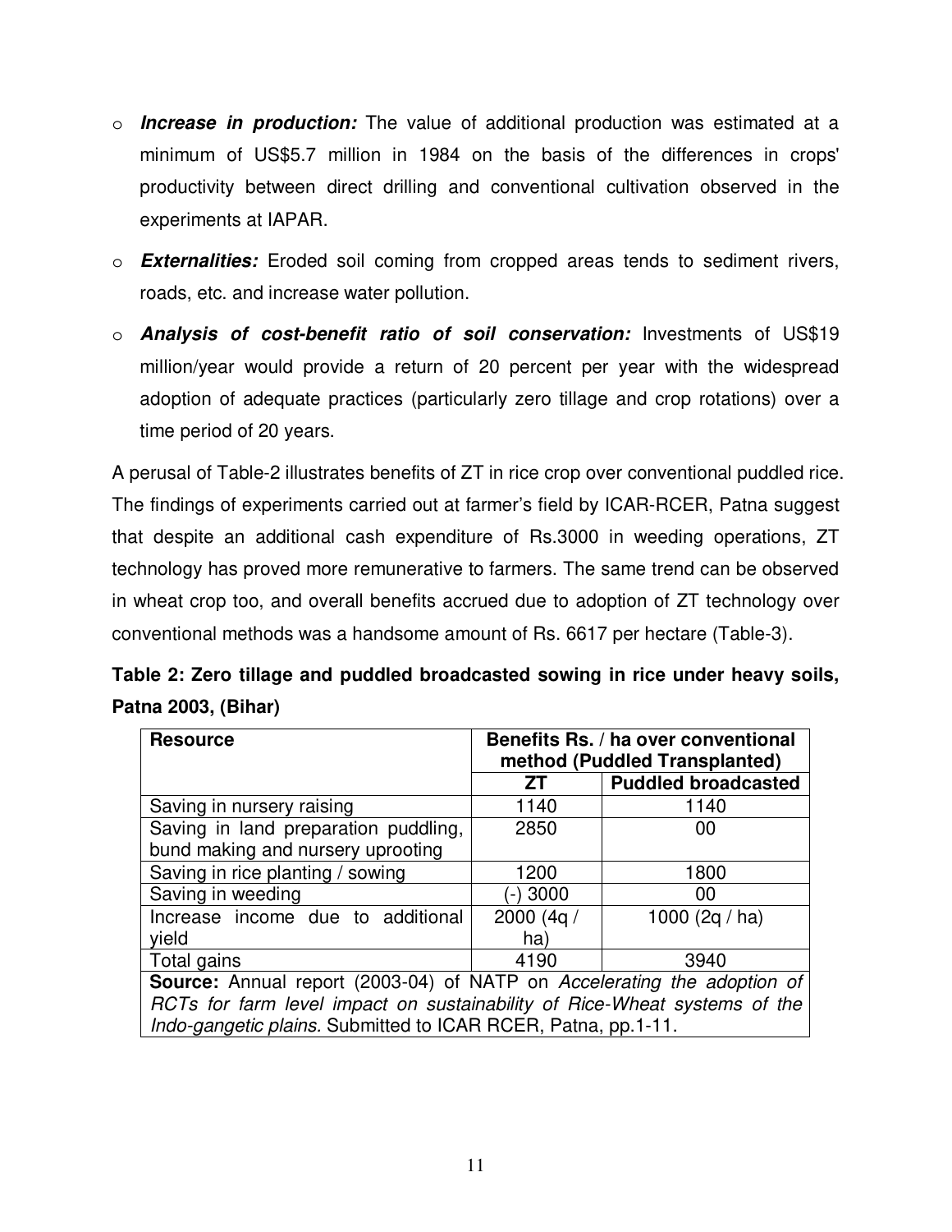- ***Increase in production:*** The value of additional production was estimated at a minimum of US$5.7 million in 1984 on the basis of the differences in crops' productivity between direct drilling and conventional cultivation observed in the experiments at IAPAR.
- ***Externalities:*** Eroded soil coming from cropped areas tends to sediment rivers, roads, etc. and increase water pollution.
- ***Analysis of cost-benefit ratio of soil conservation:*** Investments of US$19 million/year would provide a return of 20 percent per year with the widespread adoption of adequate practices (particularly zero tillage and crop rotations) over a time period of 20 years.

A perusal of Table-2 illustrates benefits of ZT in rice crop over conventional puddled rice. The findings of experiments carried out at farmer's field by ICAR-RCER, Patna suggest that despite an additional cash expenditure of Rs.3000 in weeding operations, ZT technology has proved more remunerative to farmers. The same trend can be observed in wheat crop too, and overall benefits accrued due to adoption of ZT technology over conventional methods was a handsome amount of Rs. 6617 per hectare (Table-3).

**Table 2: Zero tillage and puddled broadcasted sowing in rice under heavy soils, Patna 2003, (Bihar)**

| Resource | Benefits Rs. / ha over conventional method (Puddled Transplanted) | |
|---|---|---|
| | ZT | Puddled broadcasted |
| Saving in nursery raising | 1140 | 1140 |
| Saving in land preparation puddling, bund making and nursery uprooting | 2850 | 00 |
| Saving in rice planting / sowing | 1200 | 1800 |
| Saving in weeding | (-) 3000 | 00 |
| Increase income due to additional yield | 2000 (4q / ha) | 1000 (2q / ha) |
| Total gains | 4190 | 3940 |

**Source:** Annual report (2003-04) of NATP on *Accelerating the adoption of RCTs for farm level impact on sustainability of Rice-Wheat systems of the Indo-gangetic plains.* Submitted to ICAR RCER, Patna, pp.1-11.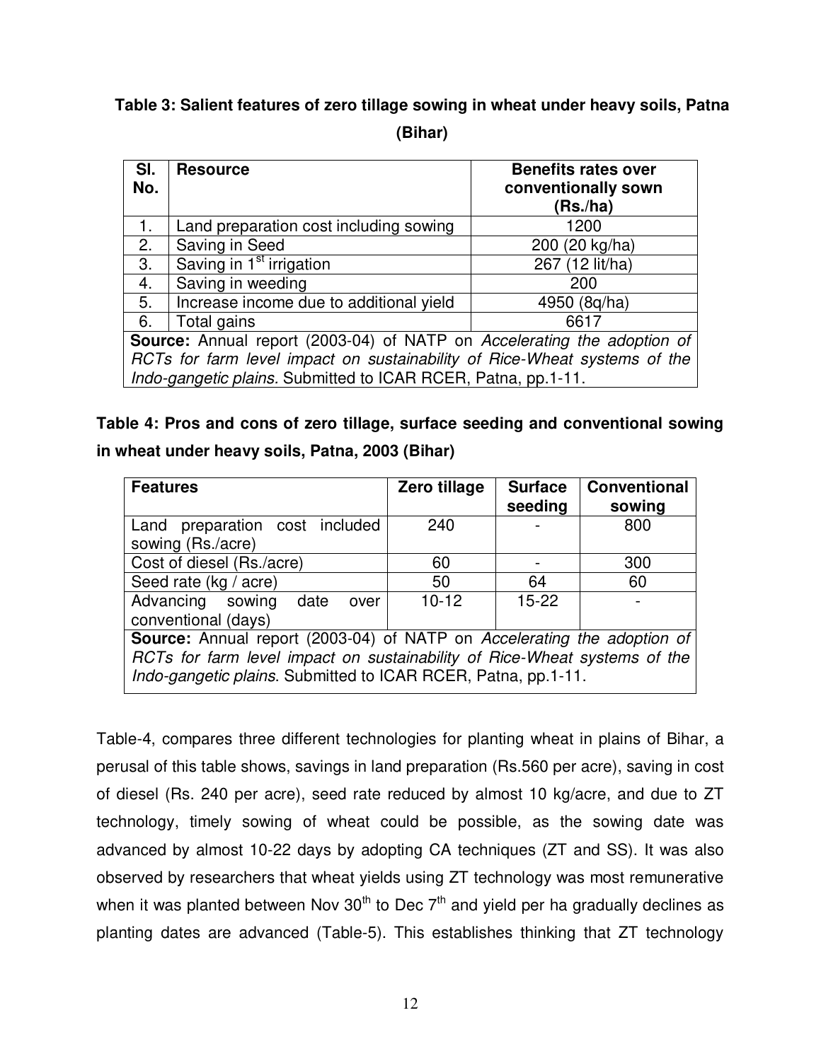**Table 3: Salient features of zero tillage sowing in wheat under heavy soils, Patna (Bihar)**

| Sl. No. | Resource | Benefits rates over conventionally sown (Rs./ha) |
|---|---|---|
| 1. | Land preparation cost including sowing | 1200 |
| 2. | Saving in Seed | 200 (20 kg/ha) |
| 3. | Saving in 1st irrigation | 267 (12 lit/ha) |
| 4. | Saving in weeding | 200 |
| 5. | Increase income due to additional yield | 4950 (8q/ha) |
| 6. | Total gains | 6617 |

**Source:** Annual report (2003-04) of NATP on *Accelerating the adoption of RCTs for farm level impact on sustainability of Rice-Wheat systems of the Indo-gangetic plains.* Submitted to ICAR RCER, Patna, pp.1-11.

**Table 4: Pros and cons of zero tillage, surface seeding and conventional sowing in wheat under heavy soils, Patna, 2003 (Bihar)**

| Features | Zero tillage | Surface seeding | Conventional sowing |
|---|---|---|---|
| Land preparation cost included sowing (Rs./acre) | 240 | - | 800 |
| Cost of diesel (Rs./acre) | 60 | - | 300 |
| Seed rate (kg / acre) | 50 | 64 | 60 |
| Advancing sowing date over conventional (days) | 10-12 | 15-22 | - |

**Source:** Annual report (2003-04) of NATP on *Accelerating the adoption of RCTs for farm level impact on sustainability of Rice-Wheat systems of the Indo-gangetic plains.* Submitted to ICAR RCER, Patna, pp.1-11.

Table-4, compares three different technologies for planting wheat in plains of Bihar, a perusal of this table shows, savings in land preparation (Rs.560 per acre), saving in cost of diesel (Rs. 240 per acre), seed rate reduced by almost 10 kg/acre, and due to ZT technology, timely sowing of wheat could be possible, as the sowing date was advanced by almost 10-22 days by adopting CA techniques (ZT and SS). It was also observed by researchers that wheat yields using ZT technology was most remunerative when it was planted between Nov 30th to Dec 7th and yield per ha gradually declines as planting dates are advanced (Table-5). This establishes thinking that ZT technology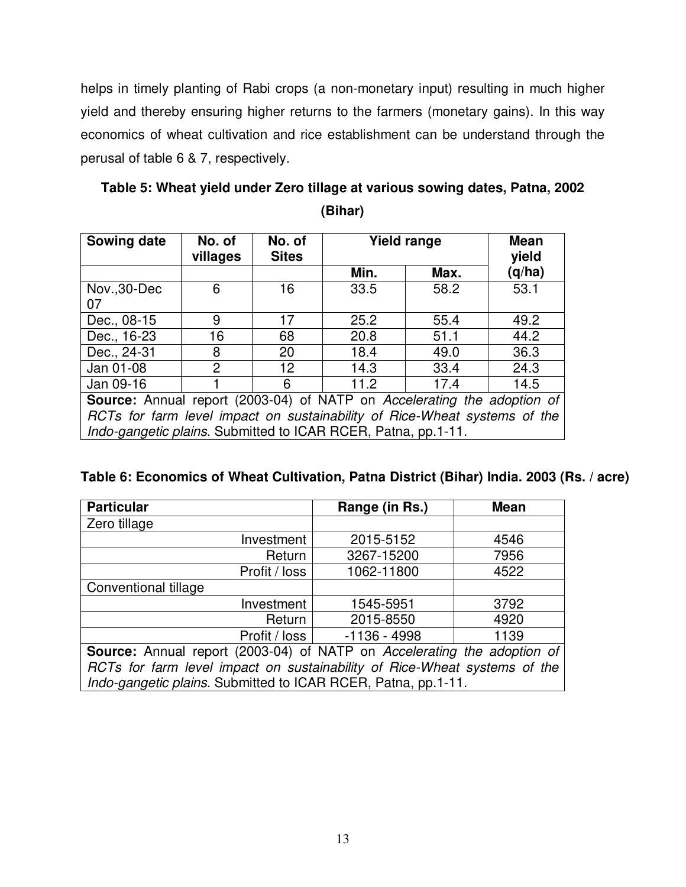helps in timely planting of Rabi crops (a non-monetary input) resulting in much higher yield and thereby ensuring higher returns to the farmers (monetary gains). In this way economics of wheat cultivation and rice establishment can be understand through the perusal of table 6 & 7, respectively.

**Table 5: Wheat yield under Zero tillage at various sowing dates, Patna, 2002 (Bihar)**

| Sowing date | No. of villages | No. of Sites | Yield range | | Mean yield (q/ha) |
|---|---|---|---|---|---|
| | | | Min. | Max. | |
| Nov.,30-Dec 07 | 6 | 16 | 33.5 | 58.2 | 53.1 |
| Dec., 08-15 | 9 | 17 | 25.2 | 55.4 | 49.2 |
| Dec., 16-23 | 16 | 68 | 20.8 | 51.1 | 44.2 |
| Dec., 24-31 | 8 | 20 | 18.4 | 49.0 | 36.3 |
| Jan 01-08 | 2 | 12 | 14.3 | 33.4 | 24.3 |
| Jan 09-16 | 1 | 6 | 11.2 | 17.4 | 14.5 |

**Source:** Annual report (2003-04) of NATP on *Accelerating the adoption of RCTs for farm level impact on sustainability of Rice-Wheat systems of the Indo-gangetic plains*. Submitted to ICAR RCER, Patna, pp.1-11.

**Table 6: Economics of Wheat Cultivation, Patna District (Bihar) India. 2003 (Rs. / acre)**

| Particular | Range (in Rs.) | Mean |
|---|---|---|
| Zero tillage | | |
| Investment | 2015-5152 | 4546 |
| Return | 3267-15200 | 7956 |
| Profit / loss | 1062-11800 | 4522 |
| Conventional tillage | | |
| Investment | 1545-5951 | 3792 |
| Return | 2015-8550 | 4920 |
| Profit / loss | -1136 - 4998 | 1139 |

**Source:** Annual report (2003-04) of NATP on *Accelerating the adoption of RCTs for farm level impact on sustainability of Rice-Wheat systems of the Indo-gangetic plains*. Submitted to ICAR RCER, Patna, pp.1-11.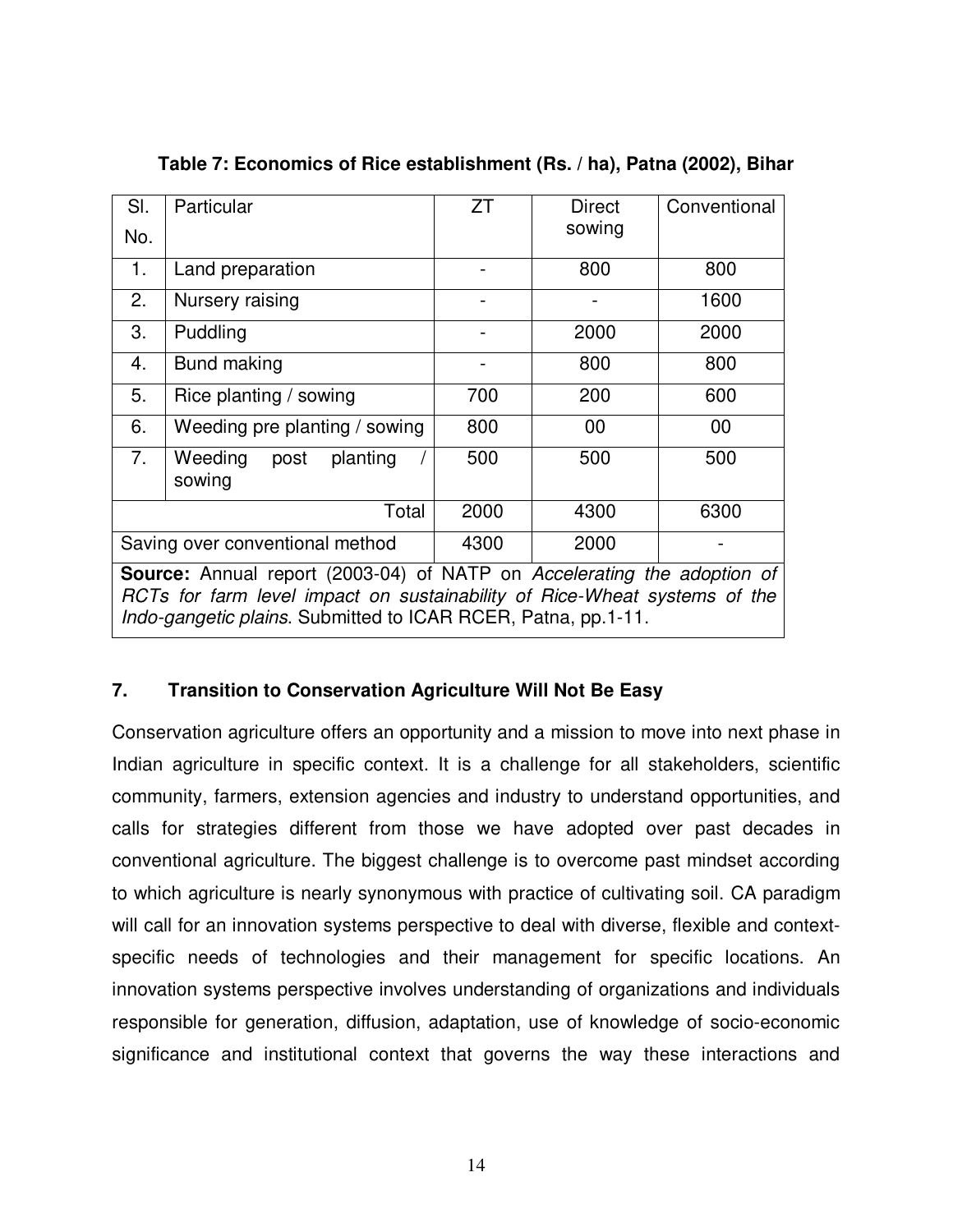**Table 7: Economics of Rice establishment (Rs. / ha), Patna (2002), Bihar**

| Sl. No. | Particular | ZT | Direct sowing | Conventional |
|---|---|---|---|---|
| 1. | Land preparation | - | 800 | 800 |
| 2. | Nursery raising | - | - | 1600 |
| 3. | Puddling | - | 2000 | 2000 |
| 4. | Bund making | - | 800 | 800 |
| 5. | Rice planting / sowing | 700 | 200 | 600 |
| 6. | Weeding pre planting / sowing | 800 | 00 | 00 |
| 7. | Weeding post planting / sowing | 500 | 500 | 500 |
| | Total | 2000 | 4300 | 6300 |
| | Saving over conventional method | 4300 | 2000 | - |

**Source:** Annual report (2003-04) of NATP on *Accelerating the adoption of RCTs for farm level impact on sustainability of Rice-Wheat systems of the Indo-gangetic plains*. Submitted to ICAR RCER, Patna, pp.1-11.

## 7. Transition to Conservation Agriculture Will Not Be Easy

Conservation agriculture offers an opportunity and a mission to move into next phase in Indian agriculture in specific context. It is a challenge for all stakeholders, scientific community, farmers, extension agencies and industry to understand opportunities, and calls for strategies different from those we have adopted over past decades in conventional agriculture. The biggest challenge is to overcome past mindset according to which agriculture is nearly synonymous with practice of cultivating soil. CA paradigm will call for an innovation systems perspective to deal with diverse, flexible and context-specific needs of technologies and their management for specific locations. An innovation systems perspective involves understanding of organizations and individuals responsible for generation, diffusion, adaptation, use of knowledge of socio-economic significance and institutional context that governs the way these interactions and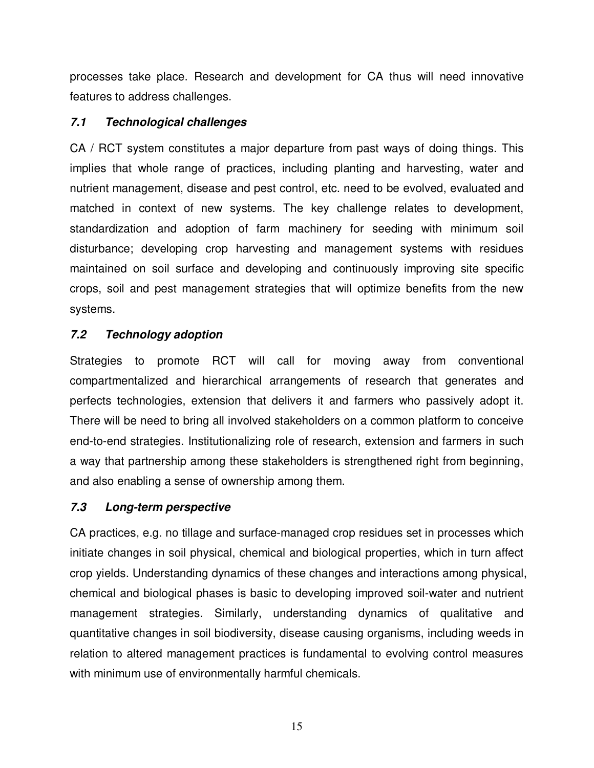processes take place. Research and development for CA thus will need innovative features to address challenges.

### *7.1 Technological challenges*

CA / RCT system constitutes a major departure from past ways of doing things. This implies that whole range of practices, including planting and harvesting, water and nutrient management, disease and pest control, etc. need to be evolved, evaluated and matched in context of new systems. The key challenge relates to development, standardization and adoption of farm machinery for seeding with minimum soil disturbance; developing crop harvesting and management systems with residues maintained on soil surface and developing and continuously improving site specific crops, soil and pest management strategies that will optimize benefits from the new systems.

### *7.2 Technology adoption*

Strategies to promote RCT will call for moving away from conventional compartmentalized and hierarchical arrangements of research that generates and perfects technologies, extension that delivers it and farmers who passively adopt it. There will be need to bring all involved stakeholders on a common platform to conceive end-to-end strategies. Institutionalizing role of research, extension and farmers in such a way that partnership among these stakeholders is strengthened right from beginning, and also enabling a sense of ownership among them.

### *7.3 Long-term perspective*

CA practices, e.g. no tillage and surface-managed crop residues set in processes which initiate changes in soil physical, chemical and biological properties, which in turn affect crop yields. Understanding dynamics of these changes and interactions among physical, chemical and biological phases is basic to developing improved soil-water and nutrient management strategies. Similarly, understanding dynamics of qualitative and quantitative changes in soil biodiversity, disease causing organisms, including weeds in relation to altered management practices is fundamental to evolving control measures with minimum use of environmentally harmful chemicals.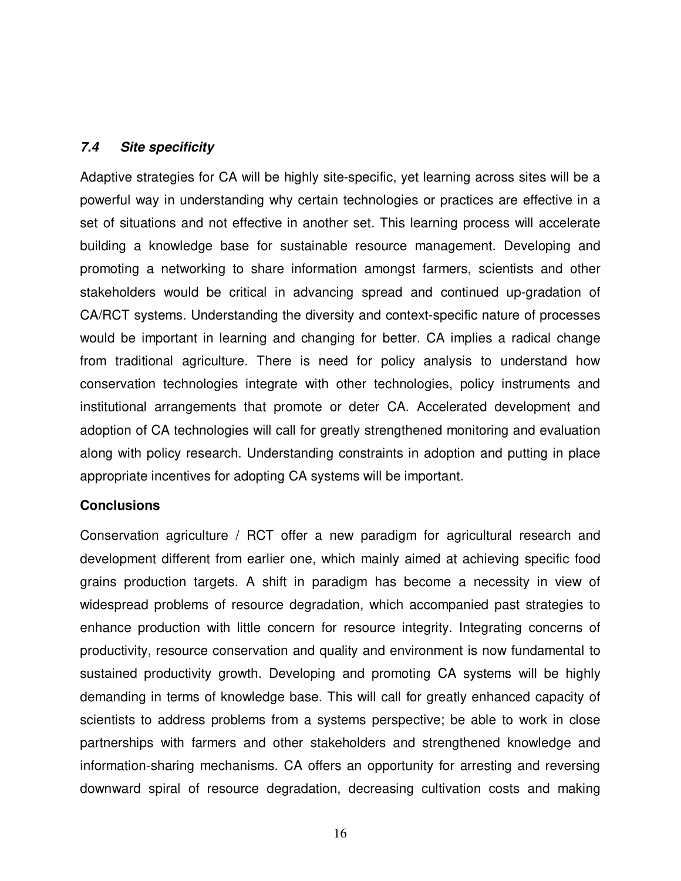### *7.4 Site specificity*

Adaptive strategies for CA will be highly site-specific, yet learning across sites will be a powerful way in understanding why certain technologies or practices are effective in a set of situations and not effective in another set. This learning process will accelerate building a knowledge base for sustainable resource management. Developing and promoting a networking to share information amongst farmers, scientists and other stakeholders would be critical in advancing spread and continued up-gradation of CA/RCT systems. Understanding the diversity and context-specific nature of processes would be important in learning and changing for better. CA implies a radical change from traditional agriculture. There is need for policy analysis to understand how conservation technologies integrate with other technologies, policy instruments and institutional arrangements that promote or deter CA. Accelerated development and adoption of CA technologies will call for greatly strengthened monitoring and evaluation along with policy research. Understanding constraints in adoption and putting in place appropriate incentives for adopting CA systems will be important.

**Conclusions**

Conservation agriculture / RCT offer a new paradigm for agricultural research and development different from earlier one, which mainly aimed at achieving specific food grains production targets. A shift in paradigm has become a necessity in view of widespread problems of resource degradation, which accompanied past strategies to enhance production with little concern for resource integrity. Integrating concerns of productivity, resource conservation and quality and environment is now fundamental to sustained productivity growth. Developing and promoting CA systems will be highly demanding in terms of knowledge base. This will call for greatly enhanced capacity of scientists to address problems from a systems perspective; be able to work in close partnerships with farmers and other stakeholders and strengthened knowledge and information-sharing mechanisms. CA offers an opportunity for arresting and reversing downward spiral of resource degradation, decreasing cultivation costs and making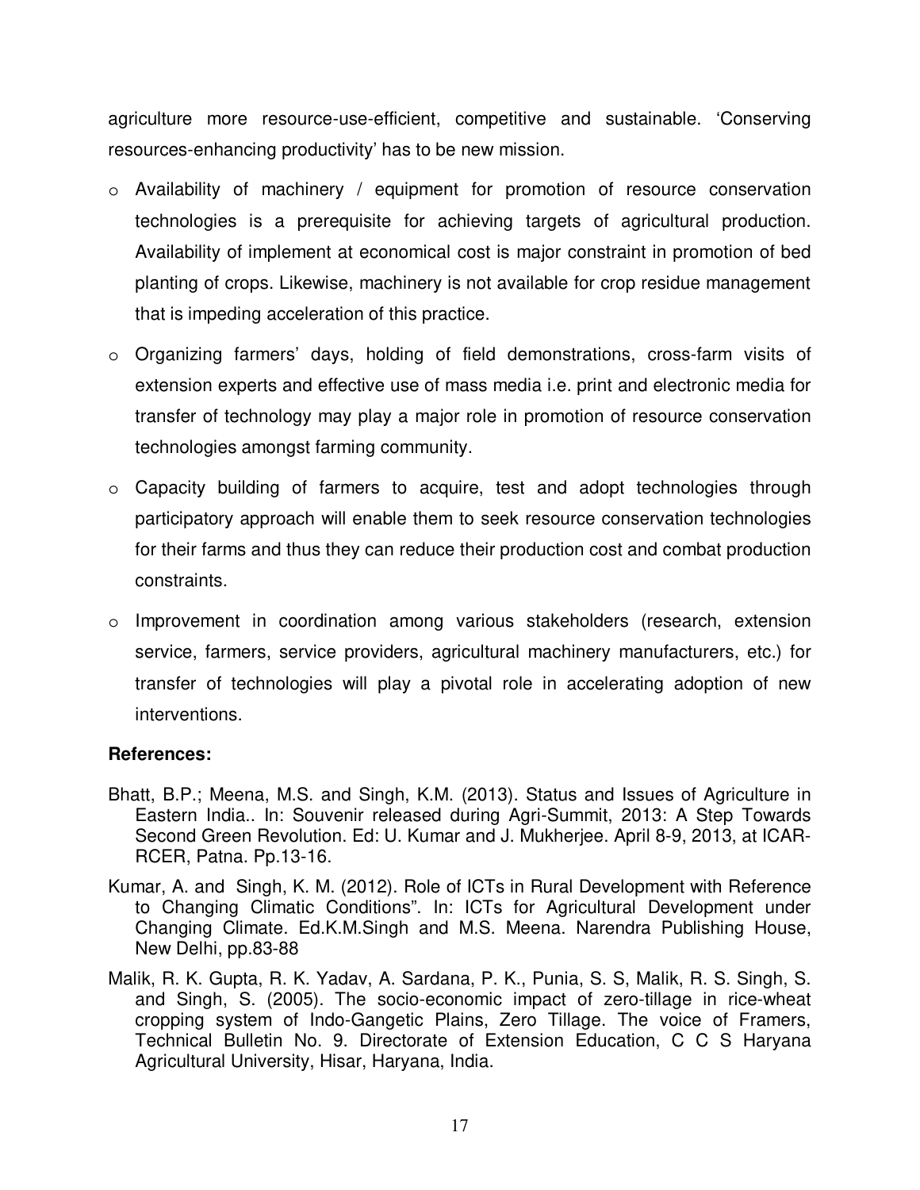agriculture more resource-use-efficient, competitive and sustainable. 'Conserving resources-enhancing productivity' has to be new mission.

- Availability of machinery / equipment for promotion of resource conservation technologies is a prerequisite for achieving targets of agricultural production. Availability of implement at economical cost is major constraint in promotion of bed planting of crops. Likewise, machinery is not available for crop residue management that is impeding acceleration of this practice.
- Organizing farmers' days, holding of field demonstrations, cross-farm visits of extension experts and effective use of mass media i.e. print and electronic media for transfer of technology may play a major role in promotion of resource conservation technologies amongst farming community.
- Capacity building of farmers to acquire, test and adopt technologies through participatory approach will enable them to seek resource conservation technologies for their farms and thus they can reduce their production cost and combat production constraints.
- Improvement in coordination among various stakeholders (research, extension service, farmers, service providers, agricultural machinery manufacturers, etc.) for transfer of technologies will play a pivotal role in accelerating adoption of new interventions.

**References:**

Bhatt, B.P.; Meena, M.S. and Singh, K.M. (2013). Status and Issues of Agriculture in Eastern India.. In: Souvenir released during Agri-Summit, 2013: A Step Towards Second Green Revolution. Ed: U. Kumar and J. Mukherjee. April 8-9, 2013, at ICAR-RCER, Patna. Pp.13-16.

Kumar, A. and Singh, K. M. (2012). Role of ICTs in Rural Development with Reference to Changing Climatic Conditions". In: ICTs for Agricultural Development under Changing Climate. Ed.K.M.Singh and M.S. Meena. Narendra Publishing House, New Delhi, pp.83-88

Malik, R. K. Gupta, R. K. Yadav, A. Sardana, P. K., Punia, S. S, Malik, R. S. Singh, S. and Singh, S. (2005). The socio-economic impact of zero-tillage in rice-wheat cropping system of Indo-Gangetic Plains, Zero Tillage. The voice of Framers, Technical Bulletin No. 9. Directorate of Extension Education, C C S Haryana Agricultural University, Hisar, Haryana, India.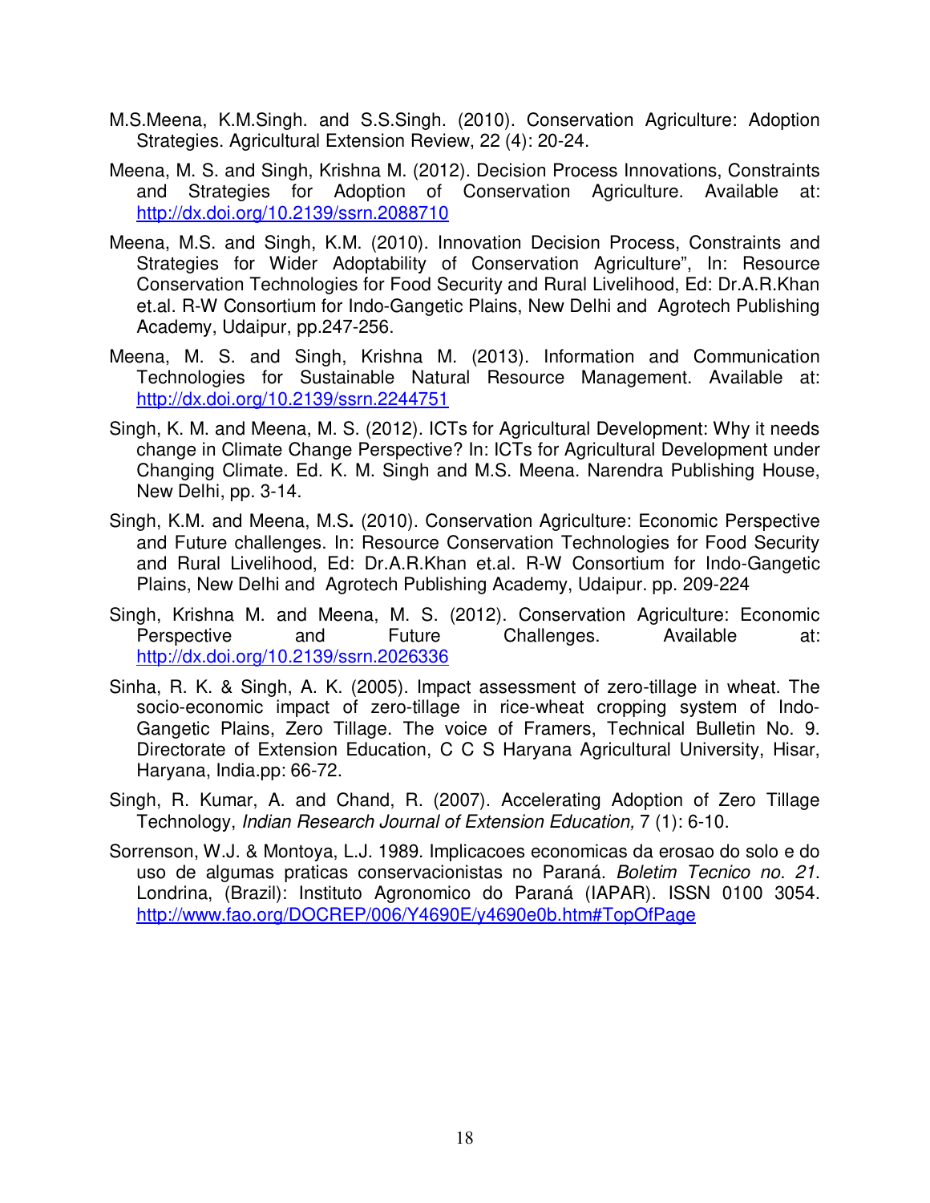M.S.Meena, K.M.Singh. and S.S.Singh. (2010). Conservation Agriculture: Adoption Strategies. Agricultural Extension Review, 22 (4): 20-24.

Meena, M. S. and Singh, Krishna M. (2012). Decision Process Innovations, Constraints and Strategies for Adoption of Conservation Agriculture. Available at: http://dx.doi.org/10.2139/ssrn.2088710

Meena, M.S. and Singh, K.M. (2010). Innovation Decision Process, Constraints and Strategies for Wider Adoptability of Conservation Agriculture", In: Resource Conservation Technologies for Food Security and Rural Livelihood, Ed: Dr.A.R.Khan et.al. R-W Consortium for Indo-Gangetic Plains, New Delhi and Agrotech Publishing Academy, Udaipur, pp.247-256.

Meena, M. S. and Singh, Krishna M. (2013). Information and Communication Technologies for Sustainable Natural Resource Management. Available at: http://dx.doi.org/10.2139/ssrn.2244751

Singh, K. M. and Meena, M. S. (2012). ICTs for Agricultural Development: Why it needs change in Climate Change Perspective? In: ICTs for Agricultural Development under Changing Climate. Ed. K. M. Singh and M.S. Meena. Narendra Publishing House, New Delhi, pp. 3-14.

Singh, K.M. and Meena, M.S**.** (2010). Conservation Agriculture: Economic Perspective and Future challenges. In: Resource Conservation Technologies for Food Security and Rural Livelihood, Ed: Dr.A.R.Khan et.al. R-W Consortium for Indo-Gangetic Plains, New Delhi and Agrotech Publishing Academy, Udaipur. pp. 209-224

Singh, Krishna M. and Meena, M. S. (2012). Conservation Agriculture: Economic Perspective and Future Challenges. Available at: http://dx.doi.org/10.2139/ssrn.2026336

Sinha, R. K. & Singh, A. K. (2005). Impact assessment of zero-tillage in wheat. The socio-economic impact of zero-tillage in rice-wheat cropping system of Indo-Gangetic Plains, Zero Tillage. The voice of Framers, Technical Bulletin No. 9. Directorate of Extension Education, C C S Haryana Agricultural University, Hisar, Haryana, India.pp: 66-72.

Singh, R. Kumar, A. and Chand, R. (2007). Accelerating Adoption of Zero Tillage Technology, *Indian Research Journal of Extension Education,* 7 (1): 6-10.

Sorrenson, W.J. & Montoya, L.J. 1989. Implicacoes economicas da erosao do solo e do uso de algumas praticas conservacionistas no Paraná. *Boletim Tecnico no. 21*. Londrina, (Brazil): Instituto Agronomico do Paraná (IAPAR). ISSN 0100 3054. http://www.fao.org/DOCREP/006/Y4690E/y4690e0b.htm#TopOfPage